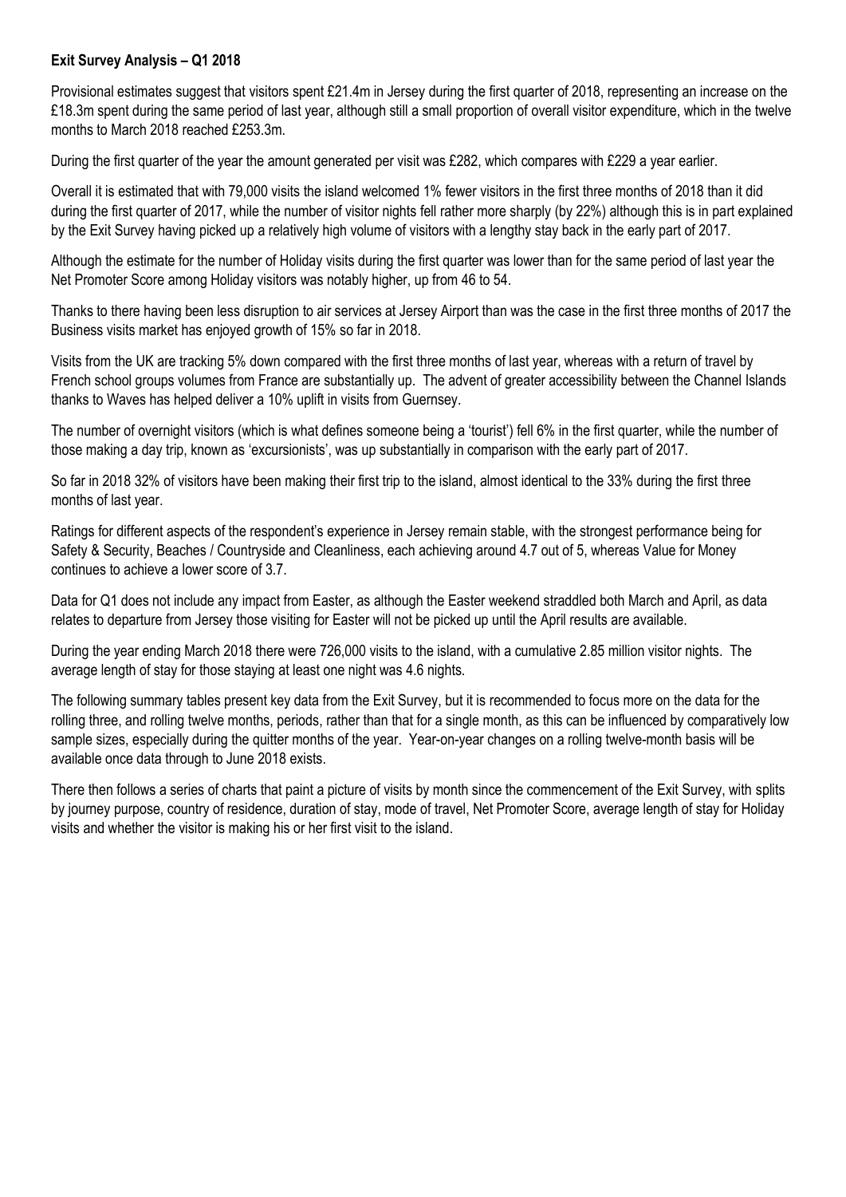**Exit Survey Analysis – Q1 2018**

Provisional estimates suggest that visitors spent £21.4m in Jersey during the first quarter of 2018, representing an increase on the £18.3m spent during the same period of last year, although still a small proportion of overall visitor expenditure, which in the twelve months to March 2018 reached £253.3m.

During the first quarter of the year the amount generated per visit was £282, which compares with £229 a year earlier.

Overall it is estimated that with 79,000 visits the island welcomed 1% fewer visitors in the first three months of 2018 than it did during the first quarter of 2017, while the number of visitor nights fell rather more sharply (by 22%) although this is in part explained by the Exit Survey having picked up a relatively high volume of visitors with a lengthy stay back in the early part of 2017.

Although the estimate for the number of Holiday visits during the first quarter was lower than for the same period of last year the Net Promoter Score among Holiday visitors was notably higher, up from 46 to 54.

Thanks to there having been less disruption to air services at Jersey Airport than was the case in the first three months of 2017 the Business visits market has enjoyed growth of 15% so far in 2018.

Visits from the UK are tracking 5% down compared with the first three months of last year, whereas with a return of travel by French school groups volumes from France are substantially up. The advent of greater accessibility between the Channel Islands thanks to Waves has helped deliver a 10% uplift in visits from Guernsey.

The number of overnight visitors (which is what defines someone being a 'tourist') fell 6% in the first quarter, while the number of those making a day trip, known as 'excursionists', was up substantially in comparison with the early part of 2017.

So far in 2018 32% of visitors have been making their first trip to the island, almost identical to the 33% during the first three months of last year.

Ratings for different aspects of the respondent's experience in Jersey remain stable, with the strongest performance being for Safety & Security, Beaches / Countryside and Cleanliness, each achieving around 4.7 out of 5, whereas Value for Money continues to achieve a lower score of 3.7.

Data for Q1 does not include any impact from Easter, as although the Easter weekend straddled both March and April, as data relates to departure from Jersey those visiting for Easter will not be picked up until the April results are available.

During the year ending March 2018 there were 726,000 visits to the island, with a cumulative 2.85 million visitor nights. The average length of stay for those staying at least one night was 4.6 nights.

The following summary tables present key data from the Exit Survey, but it is recommended to focus more on the data for the rolling three, and rolling twelve months, periods, rather than that for a single month, as this can be influenced by comparatively low sample sizes, especially during the quitter months of the year. Year-on-year changes on a rolling twelve-month basis will be available once data through to June 2018 exists.

There then follows a series of charts that paint a picture of visits by month since the commencement of the Exit Survey, with splits by journey purpose, country of residence, duration of stay, mode of travel, Net Promoter Score, average length of stay for Holiday visits and whether the visitor is making his or her first visit to the island.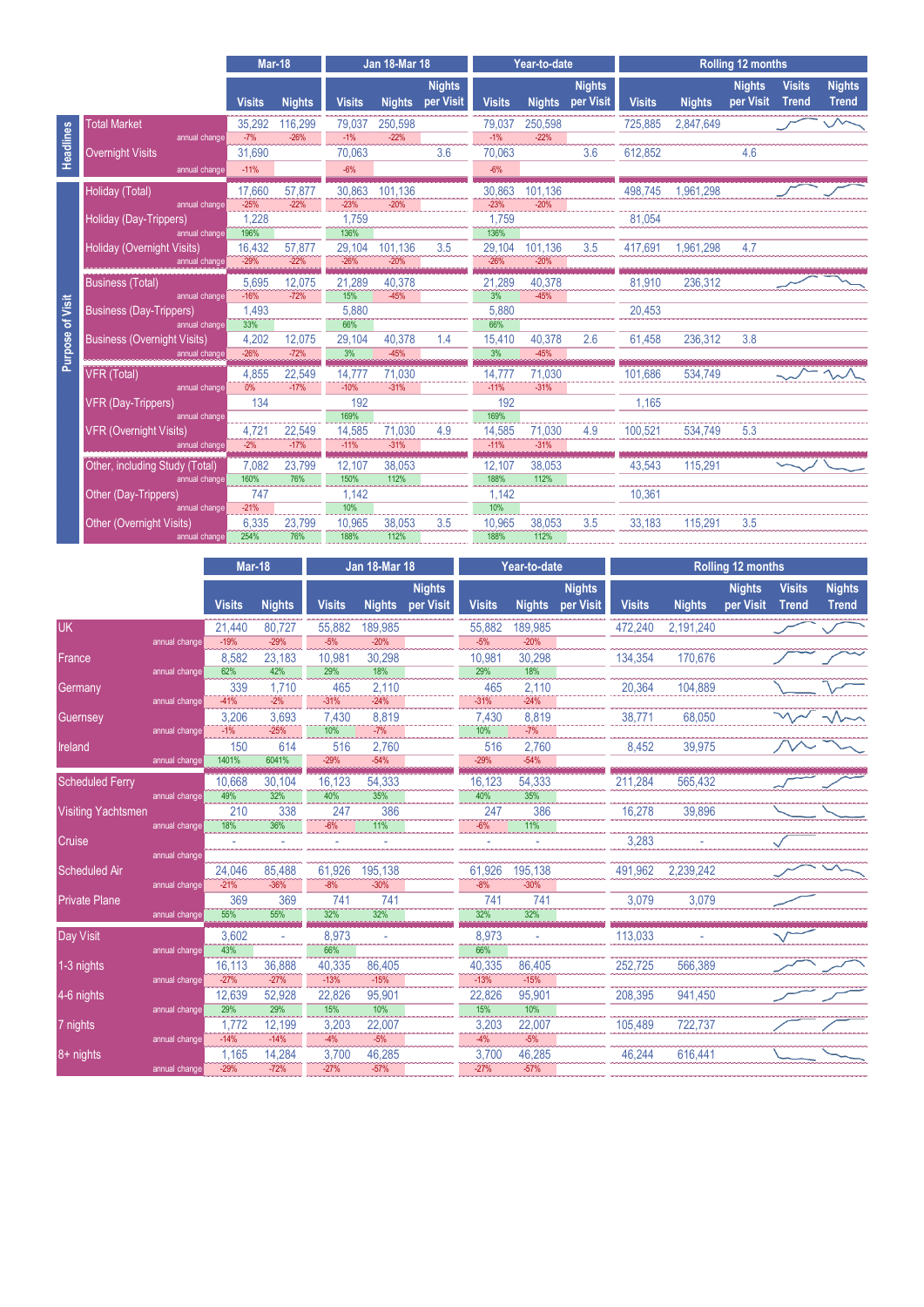| | | Mar-18 | | Jan 18-Mar 18 | | | Year-to-date | | | Rolling 12 months | | | | |
|---|---|---|---|---|---|---|---|---|---|---|---|---|---|---|
| | | Visits | Nights | Visits | Nights | Nights per Visit | Visits | Nights | Nights per Visit | Visits | Nights | Nights per Visit | Visits Trend | Nights Trend |
| Headlines | Total Market | 35,292 | 116,299 | 79,037 | 250,598 | | 79,037 | 250,598 | | 725,885 | 2,847,649 | | | |
| | annual change | -7% | -26% | -1% | -22% | | -1% | -22% | | | | | | |
| | Overnight Visits | 31,690 | | 70,063 | | 3.6 | 70,063 | | 3.6 | 612,852 | | 4.6 | | |
| | annual change | -11% | | -6% | | | -6% | | | | | | | |
| Purpose of Visit | Holiday (Total) | 17,660 | 57,877 | 30,863 | 101,136 | | 30,863 | 101,136 | | 498,745 | 1,961,298 | | | |
| | annual change | -25% | -22% | -23% | -20% | | -23% | -20% | | | | | | |
| | Holiday (Day-Trippers) | 1,228 | | 1,759 | | | 1,759 | | | 81,054 | | | | |
| | annual change | 196% | | 136% | | | 136% | | | | | | | |
| | Holiday (Overnight Visits) | 16,432 | 57,877 | 29,104 | 101,136 | 3.5 | 29,104 | 101,136 | 3.5 | 417,691 | 1,961,298 | 4.7 | | |
| | annual change | -29% | -22% | -26% | -20% | | -26% | -20% | | | | | | |
| | Business (Total) | 5,695 | 12,075 | 21,289 | 40,378 | | 21,289 | 40,378 | | 81,910 | 236,312 | | | |
| | annual change | -16% | -72% | 15% | -45% | | 3% | -45% | | | | | | |
| | Business (Day-Trippers) | 1,493 | | 5,880 | | | 5,880 | | | 20,453 | | | | |
| | annual change | 33% | | 66% | | | 66% | | | | | | | |
| | Business (Overnight Visits) | 4,202 | 12,075 | 29,104 | 40,378 | 1.4 | 15,410 | 40,378 | 2.6 | 61,458 | 236,312 | 3.8 | | |
| | annual change | -26% | -72% | 3% | -45% | | 3% | -45% | | | | | | |
| | VFR (Total) | 4,855 | 22,549 | 14,777 | 71,030 | | 14,777 | 71,030 | | 101,686 | 534,749 | | | |
| | annual change | 0% | -17% | -10% | -31% | | -11% | -31% | | | | | | |
| | VFR (Day-Trippers) | 134 | | 192 | | | 192 | | | 1,165 | | | | |
| | annual change | | | 169% | | | 169% | | | | | | | |
| | VFR (Overnight Visits) | 4,721 | 22,549 | 14,585 | 71,030 | 4.9 | 14,585 | 71,030 | 4.9 | 100,521 | 534,749 | 5.3 | | |
| | annual change | -2% | -17% | -11% | -31% | | -11% | -31% | | | | | | |
| | Other, including Study (Total) | 7,082 | 23,799 | 12,107 | 38,053 | | 12,107 | 38,053 | | 43,543 | 115,291 | | | |
| | annual change | 160% | 76% | 150% | 112% | | 188% | 112% | | | | | | |
| | Other (Day-Trippers) | 747 | | 1,142 | | | 1,142 | | | 10,361 | | | | |
| | annual change | -21% | | 10% | | | 10% | | | | | | | |
| | Other (Overnight Visits) | 6,335 | 23,799 | 10,965 | 38,053 | 3.5 | 10,965 | 38,053 | 3.5 | 33,183 | 115,291 | 3.5 | | |
| | annual change | 254% | 76% | 188% | 112% | | 188% | 112% | | | | | | |

| | Mar-18 | | Jan 18-Mar 18 | | | Year-to-date | | | Rolling 12 months | | | | |
|---|---|---|---|---|---|---|---|---|---|---|---|---|---|
| | Visits | Nights | Visits | Nights | Nights per Visit | Visits | Nights | Nights per Visit | Visits | Nights | Nights per Visit | Visits Trend | Nights Trend |
| UK | 21,440 | 80,727 | 55,882 | 189,985 | | 55,882 | 189,985 | | 472,240 | 2,191,240 | | | |
| annual change | -19% | -29% | -5% | -20% | | -5% | -20% | | | | | | |
| France | 8,582 | 23,183 | 10,981 | 30,298 | | 10,981 | 30,298 | | 134,354 | 170,676 | | | |
| annual change | 62% | 42% | 29% | 18% | | 29% | 18% | | | | | | |
| Germany | 339 | 1,710 | 465 | 2,110 | | 465 | 2,110 | | 20,364 | 104,889 | | | |
| annual change | -41% | -2% | -31% | -24% | | -31% | -24% | | | | | | |
| Guernsey | 3,206 | 3,693 | 7,430 | 8,819 | | 7,430 | 8,819 | | 38,771 | 68,050 | | | |
| annual change | -1% | -25% | 10% | -7% | | 10% | -7% | | | | | | |
| Ireland | 150 | 614 | 516 | 2,760 | | 516 | 2,760 | | 8,452 | 39,975 | | | |
| annual change | 1401% | 6041% | -29% | -54% | | -29% | -54% | | | | | | |
| Scheduled Ferry | 10,668 | 30,104 | 16,123 | 54,333 | | 16,123 | 54,333 | | 211,284 | 565,432 | | | |
| annual change | 49% | 32% | 40% | 35% | | 40% | 35% | | | | | | |
| Visiting Yachtsmen | 210 | 338 | 247 | 386 | | 247 | 386 | | 16,278 | 39,896 | | | |
| annual change | 18% | 36% | -6% | 11% | | -6% | 11% | | | | | | |
| Cruise | - | - | - | - | | - | - | | 3,283 | - | | | |
| annual change | | | | | | | | | | | | | |
| Scheduled Air | 24,046 | 85,488 | 61,926 | 195,138 | | 61,926 | 195,138 | | 491,962 | 2,239,242 | | | |
| annual change | -21% | -36% | -8% | -30% | | -8% | -30% | | | | | | |
| Private Plane | 369 | 369 | 741 | 741 | | 741 | 741 | | 3,079 | 3,079 | | | |
| annual change | 55% | 55% | 32% | 32% | | 32% | 32% | | | | | | |
| Day Visit | 3,602 | - | 8,973 | - | | 8,973 | - | | 113,033 | - | | | |
| annual change | 43% | | 66% | | | 66% | | | | | | | |
| 1-3 nights | 16,113 | 36,888 | 40,335 | 86,405 | | 40,335 | 86,405 | | 252,725 | 566,389 | | | |
| annual change | -27% | -27% | -13% | -15% | | -13% | -15% | | | | | | |
| 4-6 nights | 12,639 | 52,928 | 22,826 | 95,901 | | 22,826 | 95,901 | | 208,395 | 941,450 | | | |
| annual change | 29% | 29% | 15% | 10% | | 15% | 10% | | | | | | |
| 7 nights | 1,772 | 12,199 | 3,203 | 22,007 | | 3,203 | 22,007 | | 105,489 | 722,737 | | | |
| annual change | -14% | -14% | -4% | -5% | | -4% | -5% | | | | | | |
| 8+ nights | 1,165 | 14,284 | 3,700 | 46,285 | | 3,700 | 46,285 | | 46,244 | 616,441 | | | |
| annual change | -29% | -72% | -27% | -57% | | -27% | -57% | | | | | | |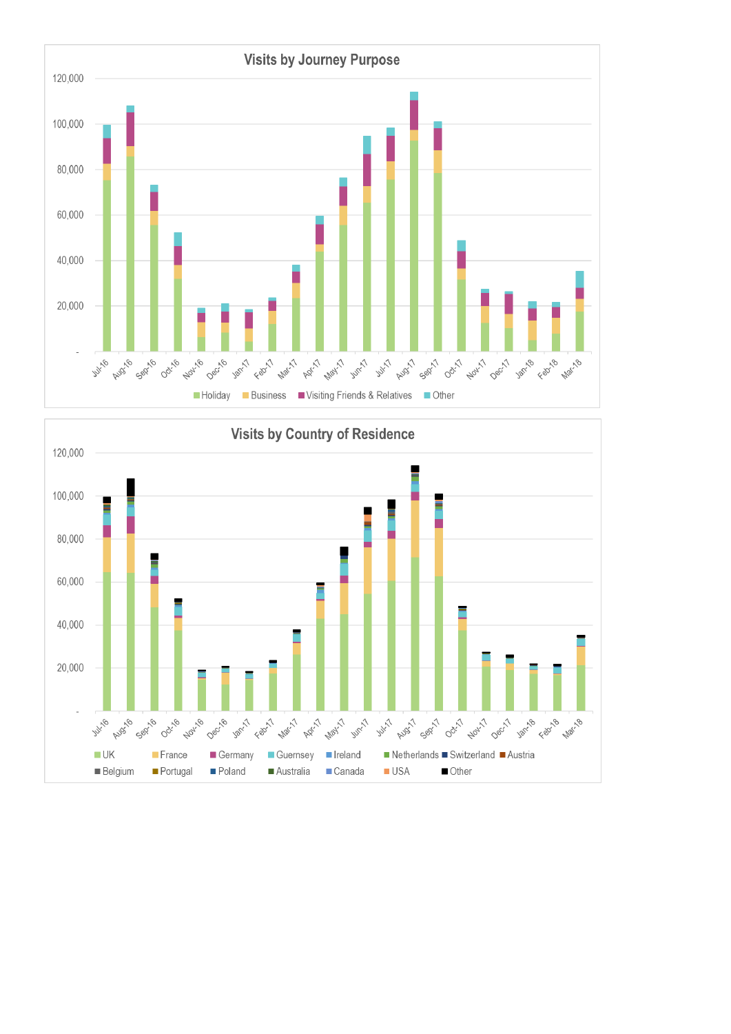## Visits by Journey Purpose

120,000
100,000
80,000
60,000
40,000
20,000
-

Jul-16 Aug-16 Sep-16 Oct-16 Nov-16 Dec-16 Jan-17 Feb-17 Mar-17 Apr-17 May-17 Jun-17 Jul-17 Aug-17 Sep-17 Oct-17 Nov-17 Dec-17 Jan-18 Feb-18 Mar-18

Holiday, Business, Visiting Friends & Relatives, Other

## Visits by Country of Residence

120,000
100,000
80,000
60,000
40,000
20,000
-

Jul-16 Aug-16 Sep-16 Oct-16 Nov-16 Dec-16 Jan-17 Feb-17 Mar-17 Apr-17 May-17 Jun-17 Jul-17 Aug-17 Sep-17 Oct-17 Nov-17 Dec-17 Jan-18 Feb-18 Mar-18

UK, France, Germany, Guernsey, Ireland, Netherlands, Switzerland, Austria, Belgium, Portugal, Poland, Australia, Canada, USA, Other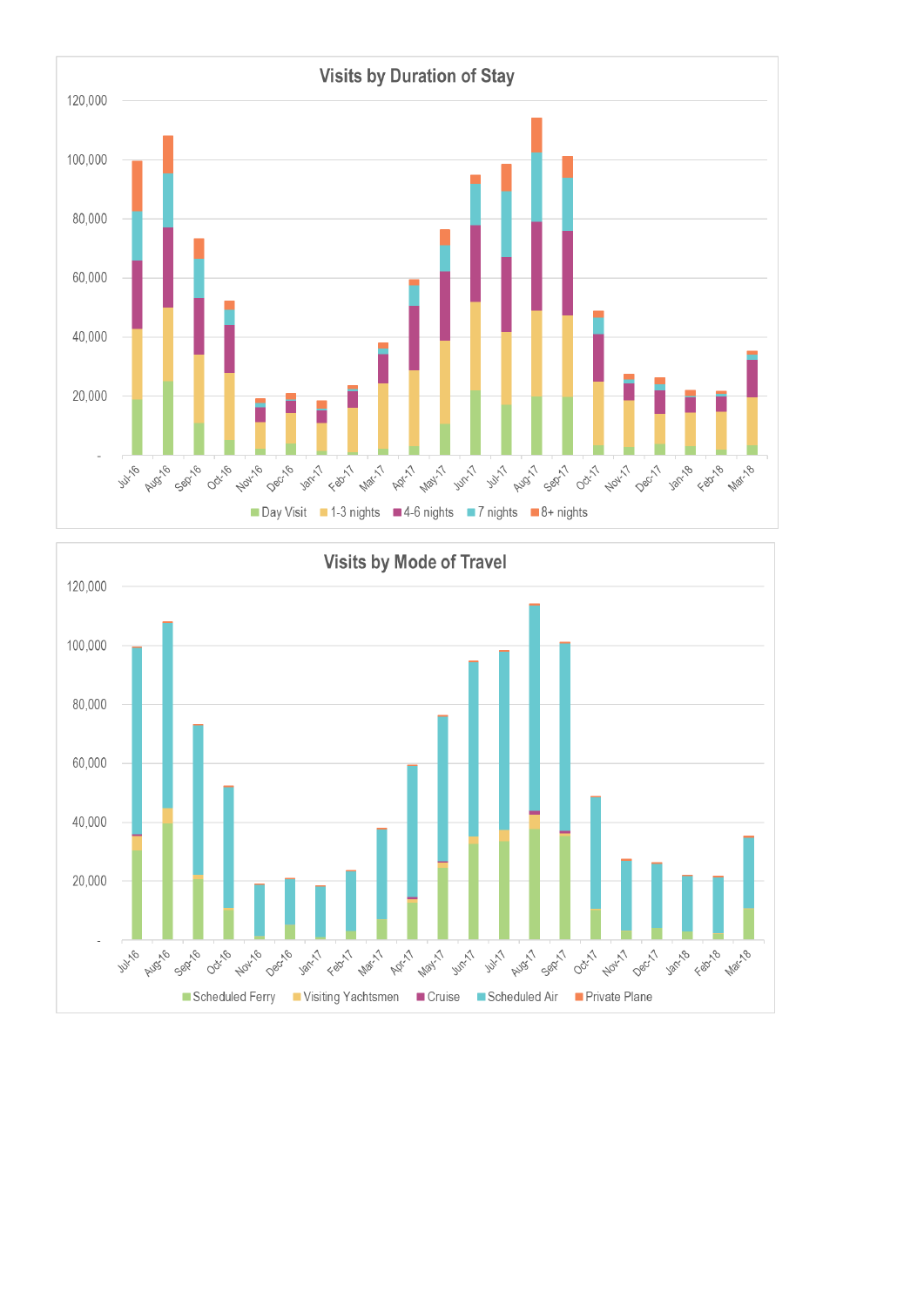Visits by Duration of Stay

120,000
100,000
80,000
60,000
40,000
20,000
-

Jul-16 Aug-16 Sep-16 Oct-16 Nov-16 Dec-16 Jan-17 Feb-17 Mar-17 Apr-17 May-17 Jun-17 Jul-17 Aug-17 Sep-17 Oct-17 Nov-17 Dec-17 Jan-18 Feb-18 Mar-18

Day Visit 1-3 nights 4-6 nights 7 nights 8+ nights

Visits by Mode of Travel

120,000
100,000
80,000
60,000
40,000
20,000
-

Jul-16 Aug-16 Sep-16 Oct-16 Nov-16 Dec-16 Jan-17 Feb-17 Mar-17 Apr-17 May-17 Jun-17 Jul-17 Aug-17 Sep-17 Oct-17 Nov-17 Dec-17 Jan-18 Feb-18 Mar-18

Scheduled Ferry Visiting Yachtsmen Cruise Scheduled Air Private Plane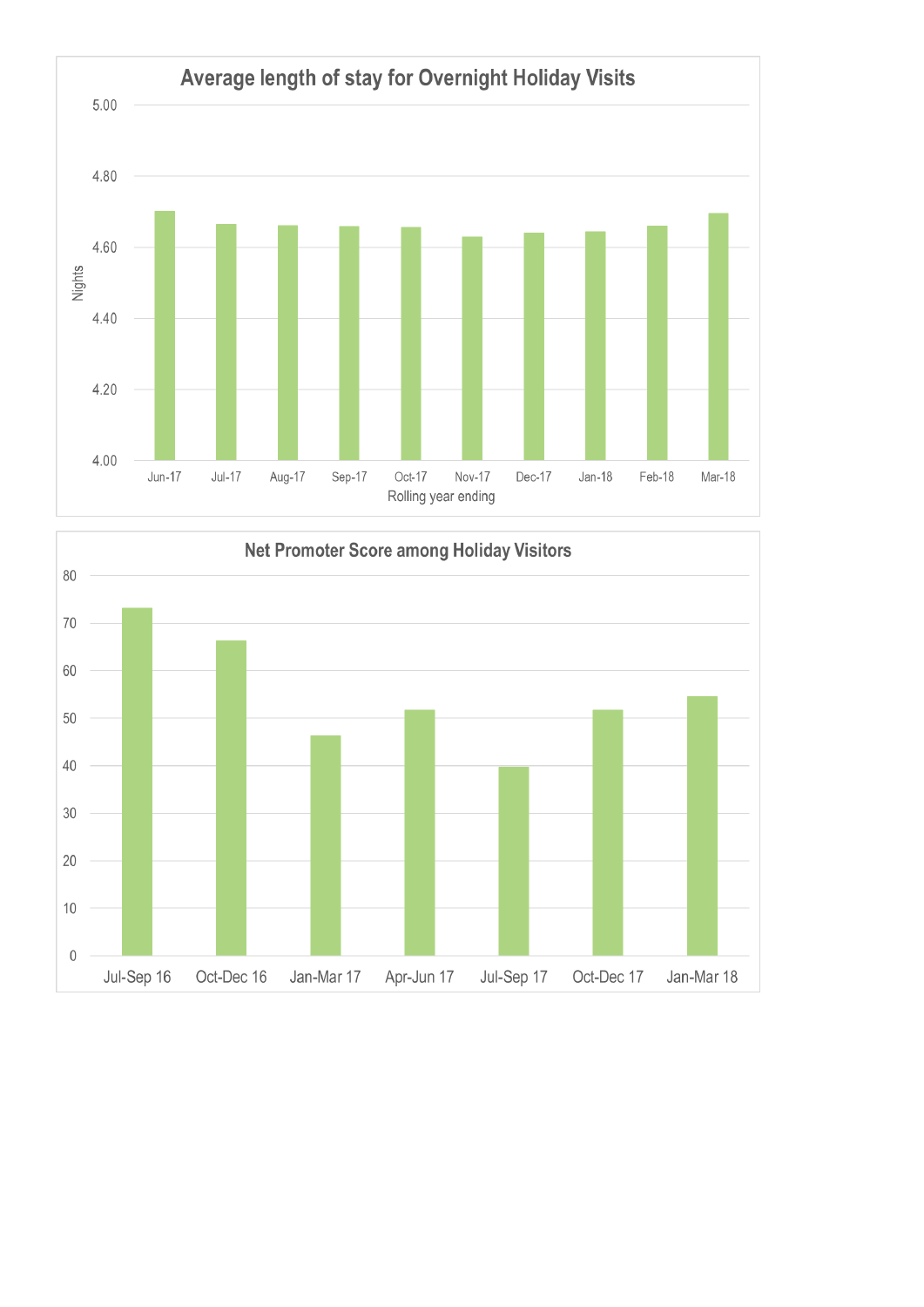Average length of stay for Overnight Holiday Visits

5.00
4.80
4.60
4.40
4.20
4.00

Nights

Jun-17 Jul-17 Aug-17 Sep-17 Oct-17 Nov-17 Dec-17 Jan-18 Feb-18 Mar-18

Rolling year ending

Net Promoter Score among Holiday Visitors

80
70
60
50
40
30
20
10
0

Jul-Sep 16 Oct-Dec 16 Jan-Mar 17 Apr-Jun 17 Jul-Sep 17 Oct-Dec 17 Jan-Mar 18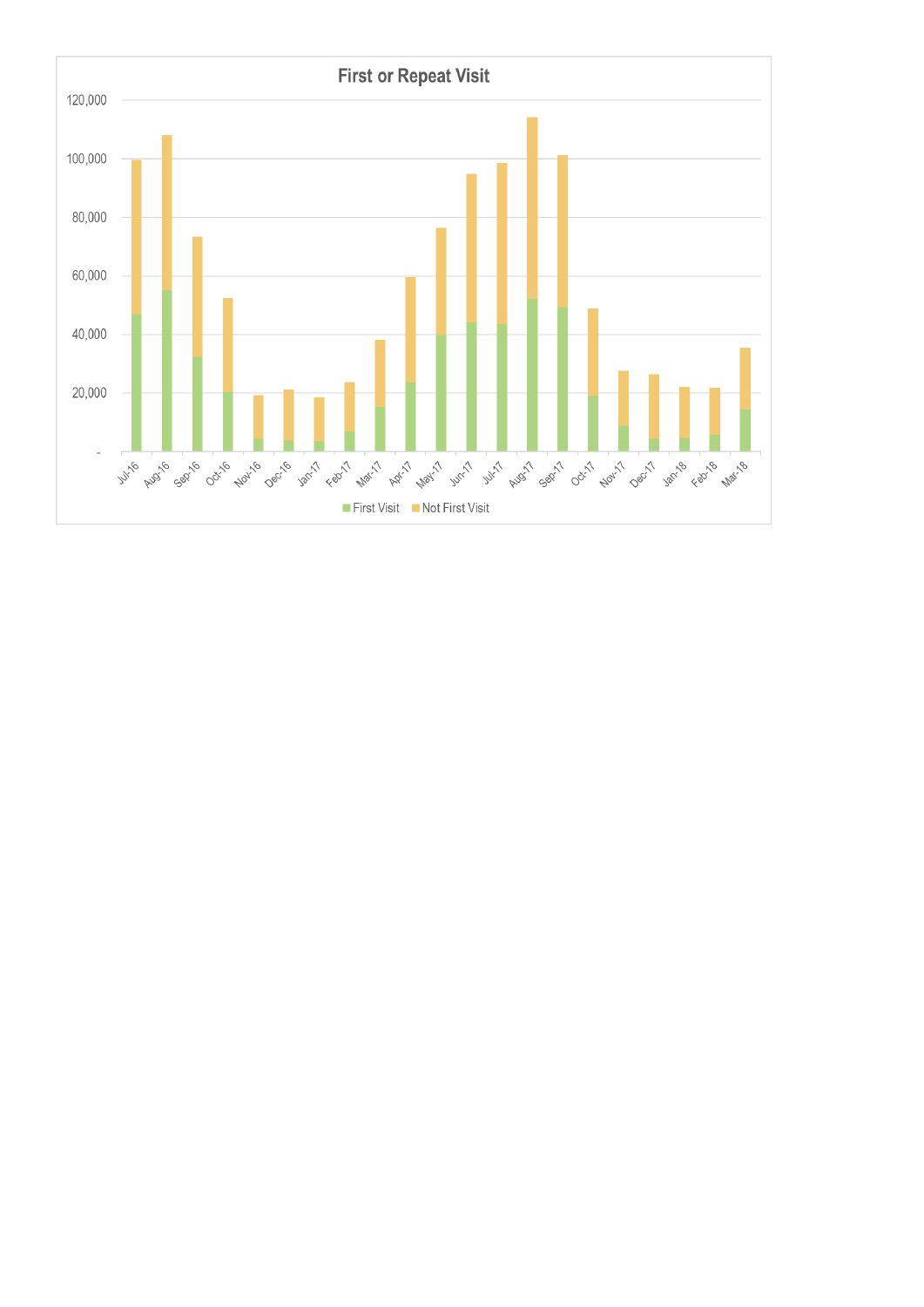First or Repeat Visit

120,000
100,000
80,000
60,000
40,000
20,000
-

Jul-16
Aug-16
Sep-16
Oct-16
Nov-16
Dec-16
Jan-17
Feb-17
Mar-17
Apr-17
May-17
Jun-17
Jul-17
Aug-17
Sep-17
Oct-17
Nov-17
Dec-17
Jan-18
Feb-18
Mar-18

First Visit
Not First Visit